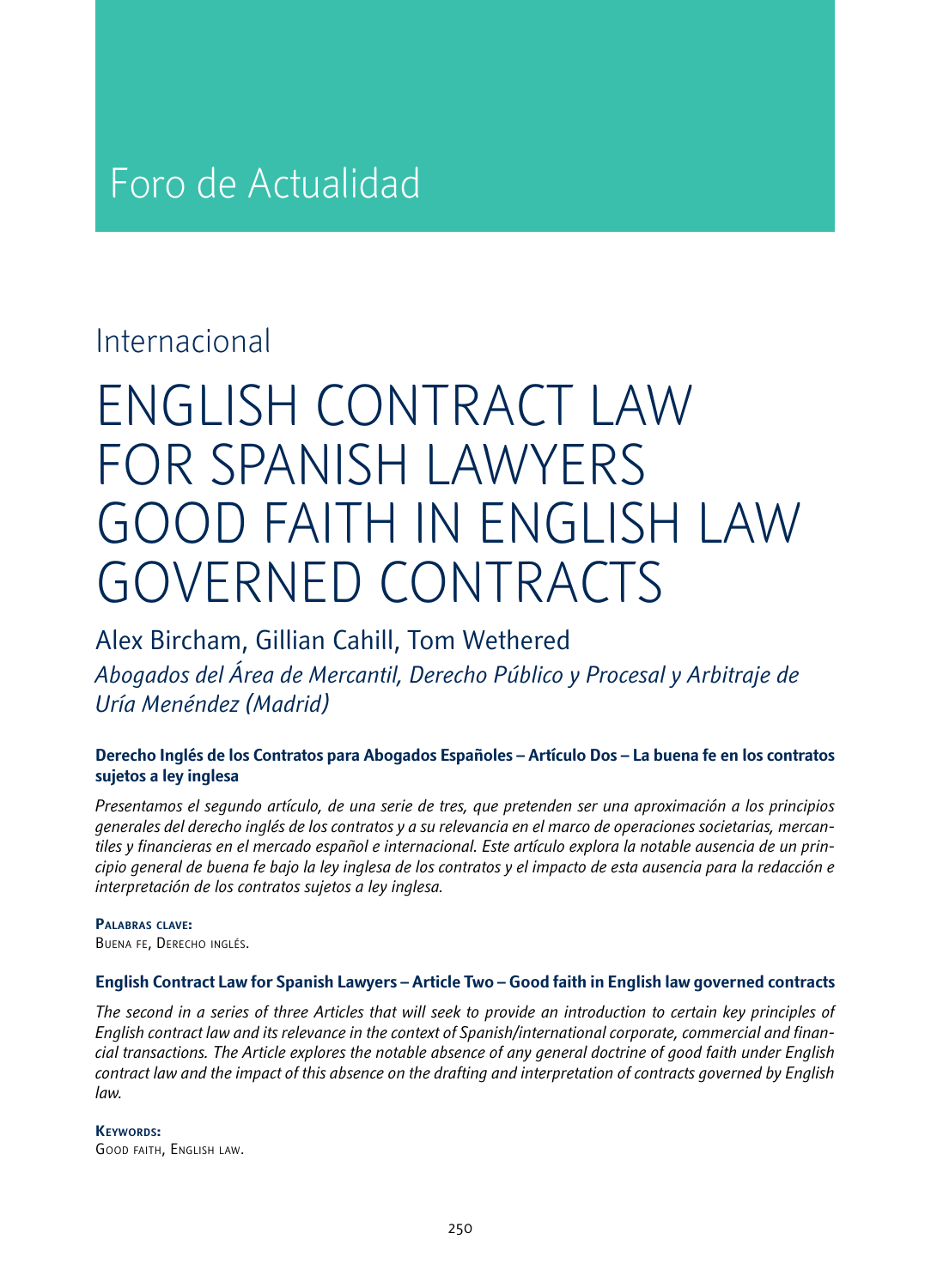# Foro de Actualidad

## Internacional

# ENGLISH CONTRACT LAW FOR SPANISH LAWYERS GOOD FAITH IN ENGLISH LAW GOVERNED CONTRACTS

Alex Bircham, Gillian Cahill, Tom Wethered

*Abogados del Área de Mercantil, Derecho Público y Procesal y Arbitraje de Uría Menéndez (Madrid)*

**Derecho Inglés de los Contratos para Abogados Españoles – Artículo Dos – La buena fe en los contratos sujetos a ley inglesa**

*Presentamos el segundo artículo, de una serie de tres, que pretenden ser una aproximación a los principios generales del derecho inglés de los contratos y a su relevancia en el marco de operaciones societarias, mercantiles y financieras en el mercado español e internacional. Este artículo explora la notable ausencia de un principio general de buena fe bajo la ley inglesa de los contratos y el impacto de esta ausencia para la redacción e interpretación de los contratos sujetos a ley inglesa.*

**Palabras clave:**
Buena fe, Derecho inglés.

**English Contract Law for Spanish Lawyers – Article Two – Good faith in English law governed contracts**

*The second in a series of three Articles that will seek to provide an introduction to certain key principles of English contract law and its relevance in the context of Spanish/international corporate, commercial and financial transactions. The Article explores the notable absence of any general doctrine of good faith under English contract law and the impact of this absence on the drafting and interpretation of contracts governed by English law.*

**Keywords:**
Good faith, English law.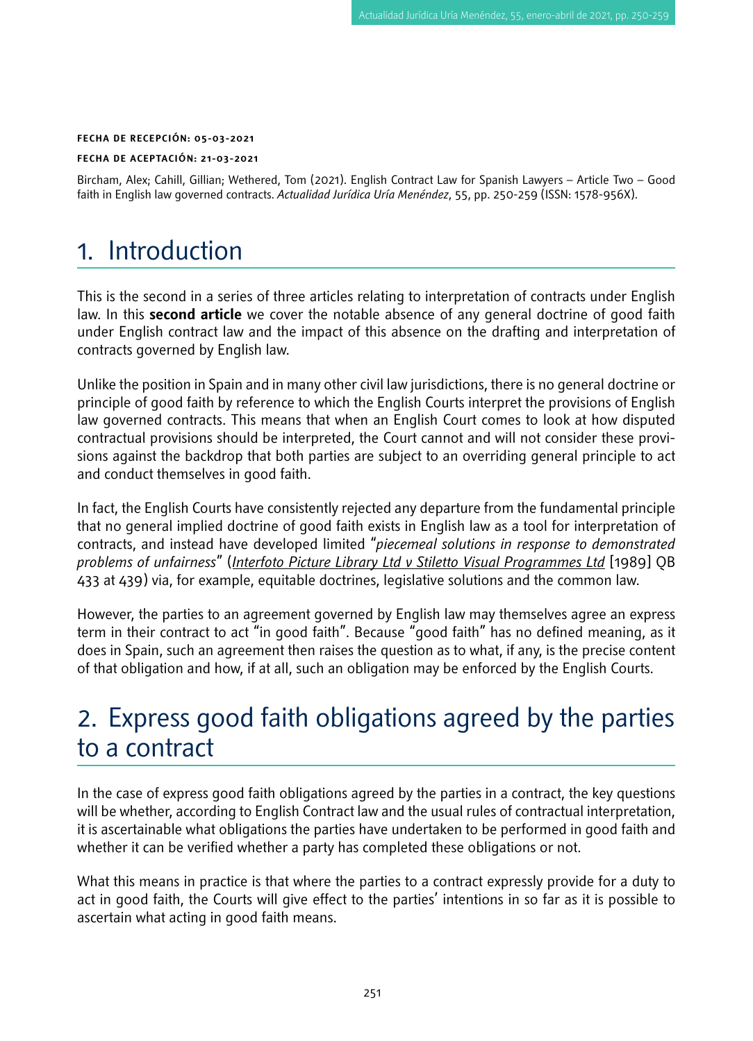**FECHA DE RECEPCIÓN: 05-03-2021**

**FECHA DE ACEPTACIÓN: 21-03-2021**

Bircham, Alex; Cahill, Gillian; Wethered, Tom (2021). English Contract Law for Spanish Lawyers – Article Two – Good faith in English law governed contracts. *Actualidad Jurídica Uría Menéndez*, 55, pp. 250-259 (ISSN: 1578-956X).

# 1. Introduction

This is the second in a series of three articles relating to interpretation of contracts under English law. In this **second article** we cover the notable absence of any general doctrine of good faith under English contract law and the impact of this absence on the drafting and interpretation of contracts governed by English law.

Unlike the position in Spain and in many other civil law jurisdictions, there is no general doctrine or principle of good faith by reference to which the English Courts interpret the provisions of English law governed contracts. This means that when an English Court comes to look at how disputed contractual provisions should be interpreted, the Court cannot and will not consider these provisions against the backdrop that both parties are subject to an overriding general principle to act and conduct themselves in good faith.

In fact, the English Courts have consistently rejected any departure from the fundamental principle that no general implied doctrine of good faith exists in English law as a tool for interpretation of contracts, and instead have developed limited "*piecemeal solutions in response to demonstrated problems of unfairness*" (*Interfoto Picture Library Ltd v Stiletto Visual Programmes Ltd* [1989] QB 433 at 439) via, for example, equitable doctrines, legislative solutions and the common law.

However, the parties to an agreement governed by English law may themselves agree an express term in their contract to act "in good faith". Because "good faith" has no defined meaning, as it does in Spain, such an agreement then raises the question as to what, if any, is the precise content of that obligation and how, if at all, such an obligation may be enforced by the English Courts.

# 2. Express good faith obligations agreed by the parties to a contract

In the case of express good faith obligations agreed by the parties in a contract, the key questions will be whether, according to English Contract law and the usual rules of contractual interpretation, it is ascertainable what obligations the parties have undertaken to be performed in good faith and whether it can be verified whether a party has completed these obligations or not.

What this means in practice is that where the parties to a contract expressly provide for a duty to act in good faith, the Courts will give effect to the parties' intentions in so far as it is possible to ascertain what acting in good faith means.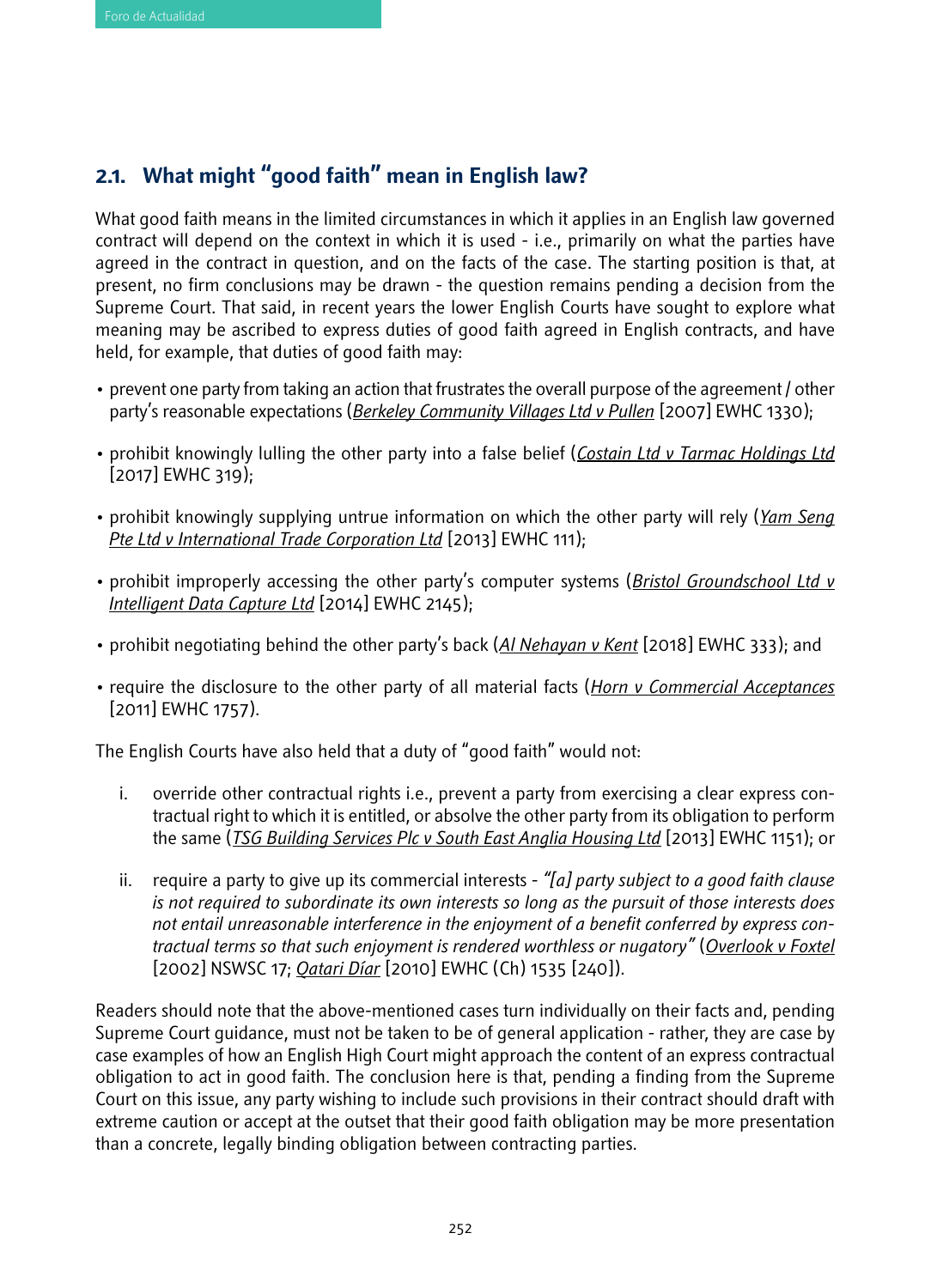## 2.1. What might "good faith" mean in English law?

What good faith means in the limited circumstances in which it applies in an English law governed contract will depend on the context in which it is used - i.e., primarily on what the parties have agreed in the contract in question, and on the facts of the case. The starting position is that, at present, no firm conclusions may be drawn - the question remains pending a decision from the Supreme Court. That said, in recent years the lower English Courts have sought to explore what meaning may be ascribed to express duties of good faith agreed in English contracts, and have held, for example, that duties of good faith may:

- prevent one party from taking an action that frustrates the overall purpose of the agreement / other party's reasonable expectations (*Berkeley Community Villages Ltd v Pullen* [2007] EWHC 1330);
- prohibit knowingly lulling the other party into a false belief (*Costain Ltd v Tarmac Holdings Ltd* [2017] EWHC 319);
- prohibit knowingly supplying untrue information on which the other party will rely (*Yam Seng Pte Ltd v International Trade Corporation Ltd* [2013] EWHC 111);
- prohibit improperly accessing the other party's computer systems (*Bristol Groundschool Ltd v Intelligent Data Capture Ltd* [2014] EWHC 2145);
- prohibit negotiating behind the other party's back (*Al Nehayan v Kent* [2018] EWHC 333); and
- require the disclosure to the other party of all material facts (*Horn v Commercial Acceptances* [2011] EWHC 1757).

The English Courts have also held that a duty of "good faith" would not:

i. override other contractual rights i.e., prevent a party from exercising a clear express contractual right to which it is entitled, or absolve the other party from its obligation to perform the same (*TSG Building Services Plc v South East Anglia Housing Ltd* [2013] EWHC 1151); or

ii. require a party to give up its commercial interests - *"[a] party subject to a good faith clause is not required to subordinate its own interests so long as the pursuit of those interests does not entail unreasonable interference in the enjoyment of a benefit conferred by express contractual terms so that such enjoyment is rendered worthless or nugatory"* (*Overlook v Foxtel* [2002] NSWSC 17; *Qatari Díar* [2010] EWHC (Ch) 1535 [240]).

Readers should note that the above-mentioned cases turn individually on their facts and, pending Supreme Court guidance, must not be taken to be of general application - rather, they are case by case examples of how an English High Court might approach the content of an express contractual obligation to act in good faith. The conclusion here is that, pending a finding from the Supreme Court on this issue, any party wishing to include such provisions in their contract should draft with extreme caution or accept at the outset that their good faith obligation may be more presentation than a concrete, legally binding obligation between contracting parties.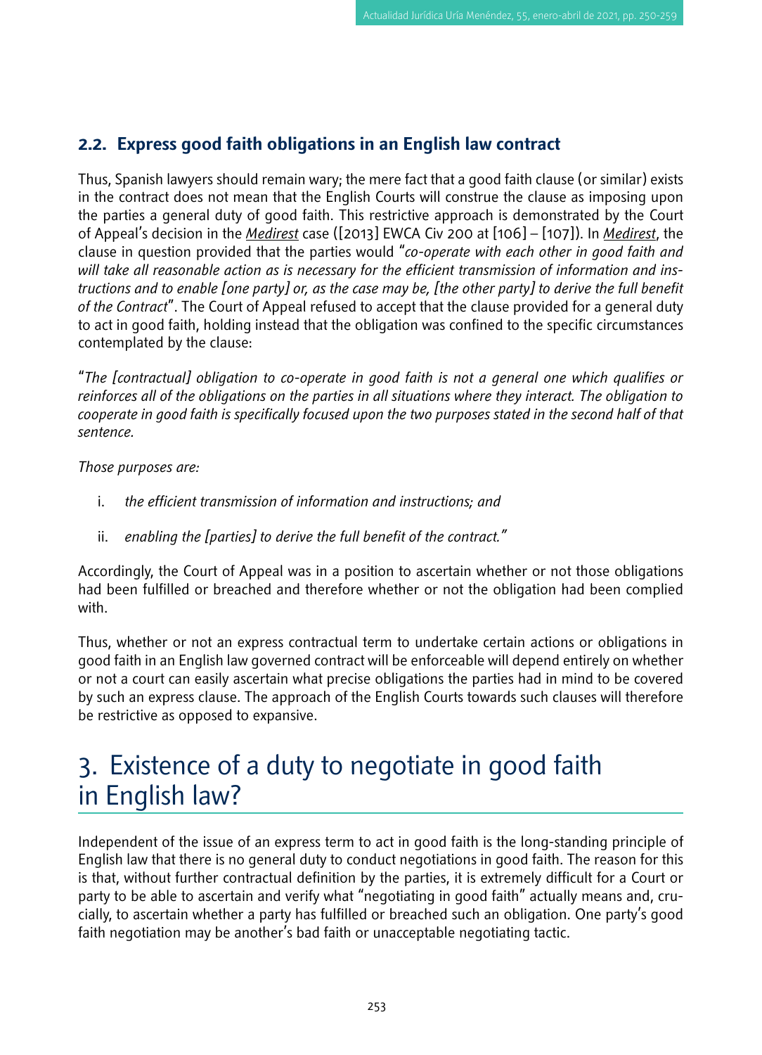### 2.2. Express good faith obligations in an English law contract

Thus, Spanish lawyers should remain wary; the mere fact that a good faith clause (or similar) exists in the contract does not mean that the English Courts will construe the clause as imposing upon the parties a general duty of good faith. This restrictive approach is demonstrated by the Court of Appeal's decision in the *Medirest* case ([2013] EWCA Civ 200 at [106] – [107]). In *Medirest*, the clause in question provided that the parties would "*co-operate with each other in good faith and will take all reasonable action as is necessary for the efficient transmission of information and instructions and to enable [one party] or, as the case may be, [the other party] to derive the full benefit of the Contract*". The Court of Appeal refused to accept that the clause provided for a general duty to act in good faith, holding instead that the obligation was confined to the specific circumstances contemplated by the clause:

"*The [contractual] obligation to co-operate in good faith is not a general one which qualifies or reinforces all of the obligations on the parties in all situations where they interact. The obligation to cooperate in good faith is specifically focused upon the two purposes stated in the second half of that sentence.*

*Those purposes are:*

i. *the efficient transmission of information and instructions; and*

ii. *enabling the [parties] to derive the full benefit of the contract.*"

Accordingly, the Court of Appeal was in a position to ascertain whether or not those obligations had been fulfilled or breached and therefore whether or not the obligation had been complied with.

Thus, whether or not an express contractual term to undertake certain actions or obligations in good faith in an English law governed contract will be enforceable will depend entirely on whether or not a court can easily ascertain what precise obligations the parties had in mind to be covered by such an express clause. The approach of the English Courts towards such clauses will therefore be restrictive as opposed to expansive.

# 3. Existence of a duty to negotiate in good faith in English law?

Independent of the issue of an express term to act in good faith is the long-standing principle of English law that there is no general duty to conduct negotiations in good faith. The reason for this is that, without further contractual definition by the parties, it is extremely difficult for a Court or party to be able to ascertain and verify what "negotiating in good faith" actually means and, crucially, to ascertain whether a party has fulfilled or breached such an obligation. One party's good faith negotiation may be another's bad faith or unacceptable negotiating tactic.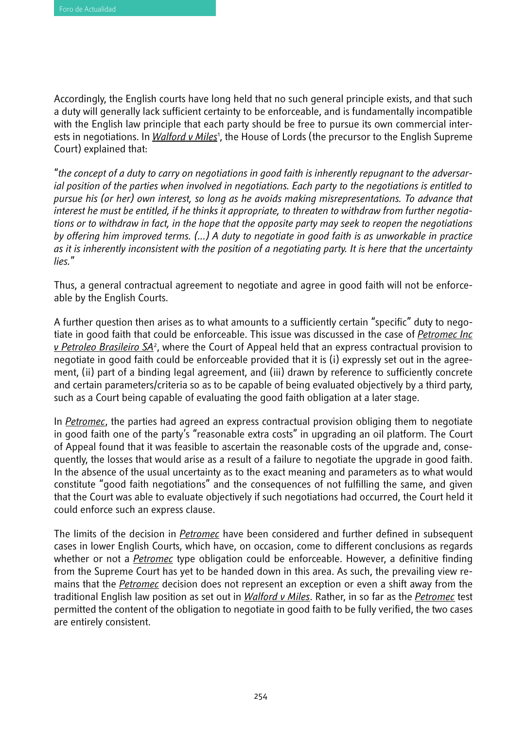Accordingly, the English courts have long held that no such general principle exists, and that such a duty will generally lack sufficient certainty to be enforceable, and is fundamentally incompatible with the English law principle that each party should be free to pursue its own commercial interests in negotiations. In *Walford v Miles*[1], the House of Lords (the precursor to the English Supreme Court) explained that:

"*the concept of a duty to carry on negotiations in good faith is inherently repugnant to the adversarial position of the parties when involved in negotiations. Each party to the negotiations is entitled to pursue his (or her) own interest, so long as he avoids making misrepresentations. To advance that interest he must be entitled, if he thinks it appropriate, to threaten to withdraw from further negotiations or to withdraw in fact, in the hope that the opposite party may seek to reopen the negotiations by offering him improved terms. (...) A duty to negotiate in good faith is as unworkable in practice as it is inherently inconsistent with the position of a negotiating party. It is here that the uncertainty lies.*"

Thus, a general contractual agreement to negotiate and agree in good faith will not be enforceable by the English Courts.

A further question then arises as to what amounts to a sufficiently certain "specific" duty to negotiate in good faith that could be enforceable. This issue was discussed in the case of *Petromec Inc v Petroleo Brasileiro SA*[2], where the Court of Appeal held that an express contractual provision to negotiate in good faith could be enforceable provided that it is (i) expressly set out in the agreement, (ii) part of a binding legal agreement, and (iii) drawn by reference to sufficiently concrete and certain parameters/criteria so as to be capable of being evaluated objectively by a third party, such as a Court being capable of evaluating the good faith obligation at a later stage.

In *Petromec*, the parties had agreed an express contractual provision obliging them to negotiate in good faith one of the party's "reasonable extra costs" in upgrading an oil platform. The Court of Appeal found that it was feasible to ascertain the reasonable costs of the upgrade and, consequently, the losses that would arise as a result of a failure to negotiate the upgrade in good faith. In the absence of the usual uncertainty as to the exact meaning and parameters as to what would constitute "good faith negotiations" and the consequences of not fulfilling the same, and given that the Court was able to evaluate objectively if such negotiations had occurred, the Court held it could enforce such an express clause.

The limits of the decision in *Petromec* have been considered and further defined in subsequent cases in lower English Courts, which have, on occasion, come to different conclusions as regards whether or not a *Petromec* type obligation could be enforceable. However, a definitive finding from the Supreme Court has yet to be handed down in this area. As such, the prevailing view remains that the *Petromec* decision does not represent an exception or even a shift away from the traditional English law position as set out in *Walford v Miles*. Rather, in so far as the *Petromec* test permitted the content of the obligation to negotiate in good faith to be fully verified, the two cases are entirely consistent.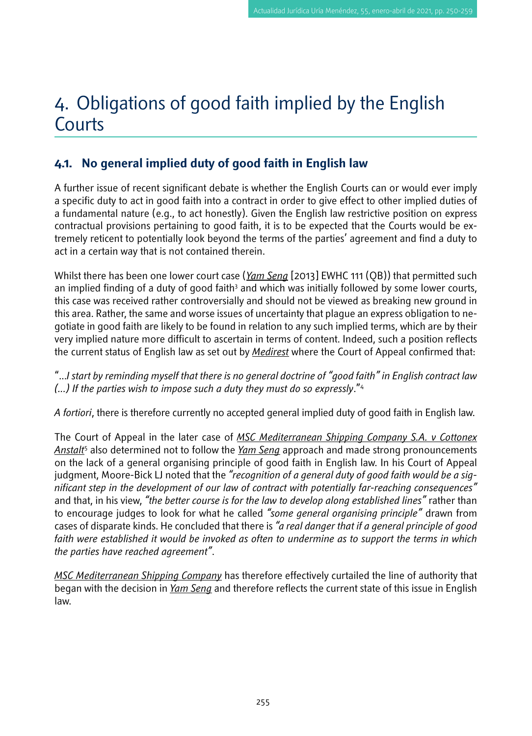# 4. Obligations of good faith implied by the English Courts

## 4.1. No general implied duty of good faith in English law

A further issue of recent significant debate is whether the English Courts can or would ever imply a specific duty to act in good faith into a contract in order to give effect to other implied duties of a fundamental nature (e.g., to act honestly). Given the English law restrictive position on express contractual provisions pertaining to good faith, it is to be expected that the Courts would be extremely reticent to potentially look beyond the terms of the parties' agreement and find a duty to act in a certain way that is not contained therein.

Whilst there has been one lower court case (*Yam Seng* [2013] EWHC 111 (QB)) that permitted such an implied finding of a duty of good faith[3] and which was initially followed by some lower courts, this case was received rather controversially and should not be viewed as breaking new ground in this area. Rather, the same and worse issues of uncertainty that plague an express obligation to negotiate in good faith are likely to be found in relation to any such implied terms, which are by their very implied nature more difficult to ascertain in terms of content. Indeed, such a position reflects the current status of English law as set out by *Medirest* where the Court of Appeal confirmed that:

"*...I start by reminding myself that there is no general doctrine of "good faith" in English contract law (...) If the parties wish to impose such a duty they must do so expressly*."[4]

*A fortiori*, there is therefore currently no accepted general implied duty of good faith in English law.

The Court of Appeal in the later case of *MSC Mediterranean Shipping Company S.A. v Cottonex Anstalt*[5] also determined not to follow the *Yam Seng* approach and made strong pronouncements on the lack of a general organising principle of good faith in English law. In his Court of Appeal judgment, Moore-Bick LJ noted that the *"recognition of a general duty of good faith would be a significant step in the development of our law of contract with potentially far-reaching consequences"* and that, in his view, *"the better course is for the law to develop along established lines"* rather than to encourage judges to look for what he called *"some general organising principle"* drawn from cases of disparate kinds. He concluded that there is *"a real danger that if a general principle of good faith were established it would be invoked as often to undermine as to support the terms in which the parties have reached agreement"*.

*MSC Mediterranean Shipping Company* has therefore effectively curtailed the line of authority that began with the decision in *Yam Seng* and therefore reflects the current state of this issue in English law.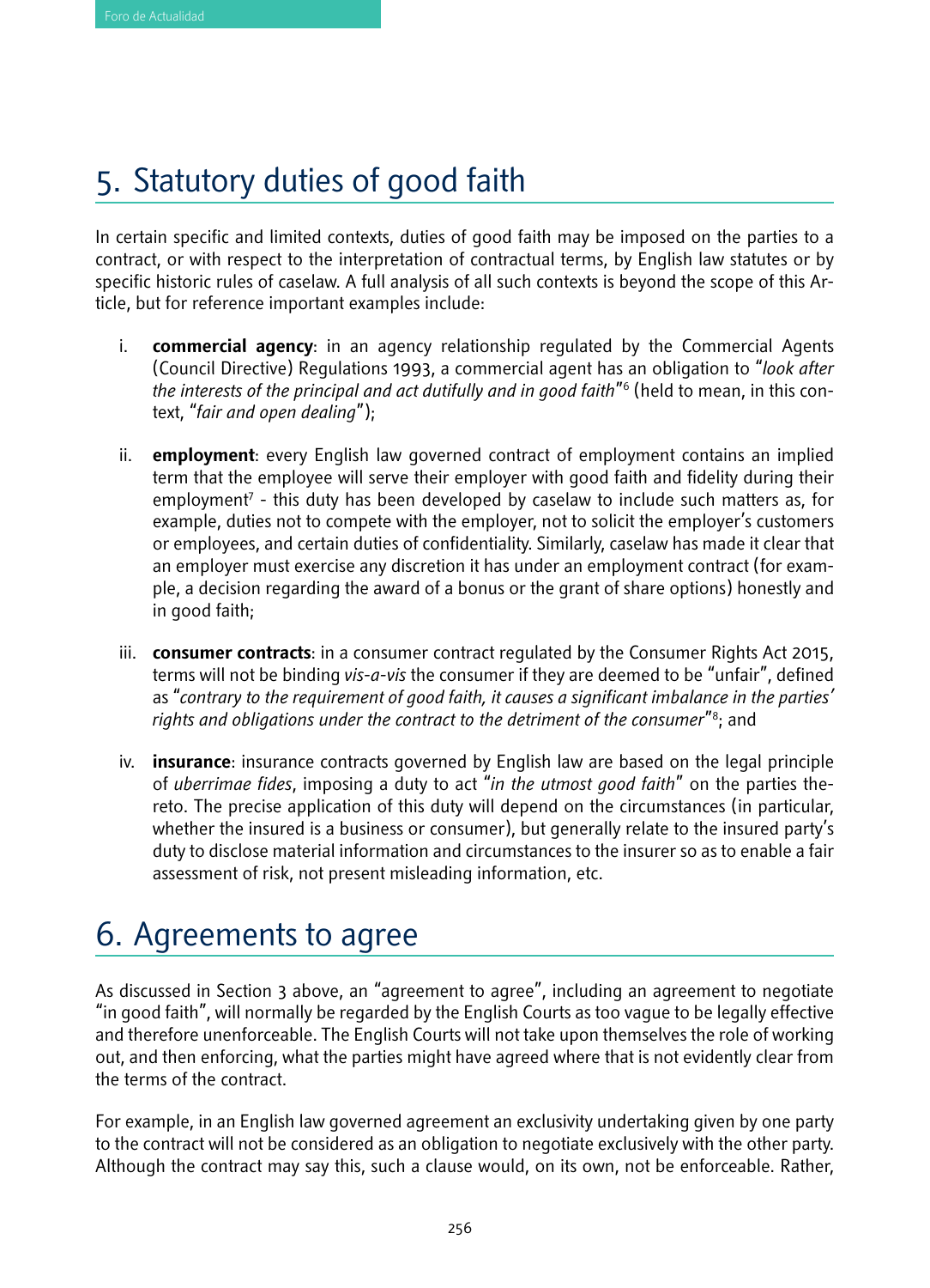## 5. Statutory duties of good faith

In certain specific and limited contexts, duties of good faith may be imposed on the parties to a contract, or with respect to the interpretation of contractual terms, by English law statutes or by specific historic rules of caselaw. A full analysis of all such contexts is beyond the scope of this Article, but for reference important examples include:

i. **commercial agency**: in an agency relationship regulated by the Commercial Agents (Council Directive) Regulations 1993, a commercial agent has an obligation to "*look after the interests of the principal and act dutifully and in good faith*"[6] (held to mean, in this context, "*fair and open dealing*");

ii. **employment**: every English law governed contract of employment contains an implied term that the employee will serve their employer with good faith and fidelity during their employment[7] - this duty has been developed by caselaw to include such matters as, for example, duties not to compete with the employer, not to solicit the employer's customers or employees, and certain duties of confidentiality. Similarly, caselaw has made it clear that an employer must exercise any discretion it has under an employment contract (for example, a decision regarding the award of a bonus or the grant of share options) honestly and in good faith;

iii. **consumer contracts**: in a consumer contract regulated by the Consumer Rights Act 2015, terms will not be binding *vis-a-vis* the consumer if they are deemed to be "unfair", defined as "*contrary to the requirement of good faith, it causes a significant imbalance in the parties' rights and obligations under the contract to the detriment of the consumer*"[8]; and

iv. **insurance**: insurance contracts governed by English law are based on the legal principle of *uberrimae fides*, imposing a duty to act "*in the utmost good faith*" on the parties thereto. The precise application of this duty will depend on the circumstances (in particular, whether the insured is a business or consumer), but generally relate to the insured party's duty to disclose material information and circumstances to the insurer so as to enable a fair assessment of risk, not present misleading information, etc.

## 6. Agreements to agree

As discussed in Section 3 above, an "agreement to agree", including an agreement to negotiate "in good faith", will normally be regarded by the English Courts as too vague to be legally effective and therefore unenforceable. The English Courts will not take upon themselves the role of working out, and then enforcing, what the parties might have agreed where that is not evidently clear from the terms of the contract.

For example, in an English law governed agreement an exclusivity undertaking given by one party to the contract will not be considered as an obligation to negotiate exclusively with the other party. Although the contract may say this, such a clause would, on its own, not be enforceable. Rather,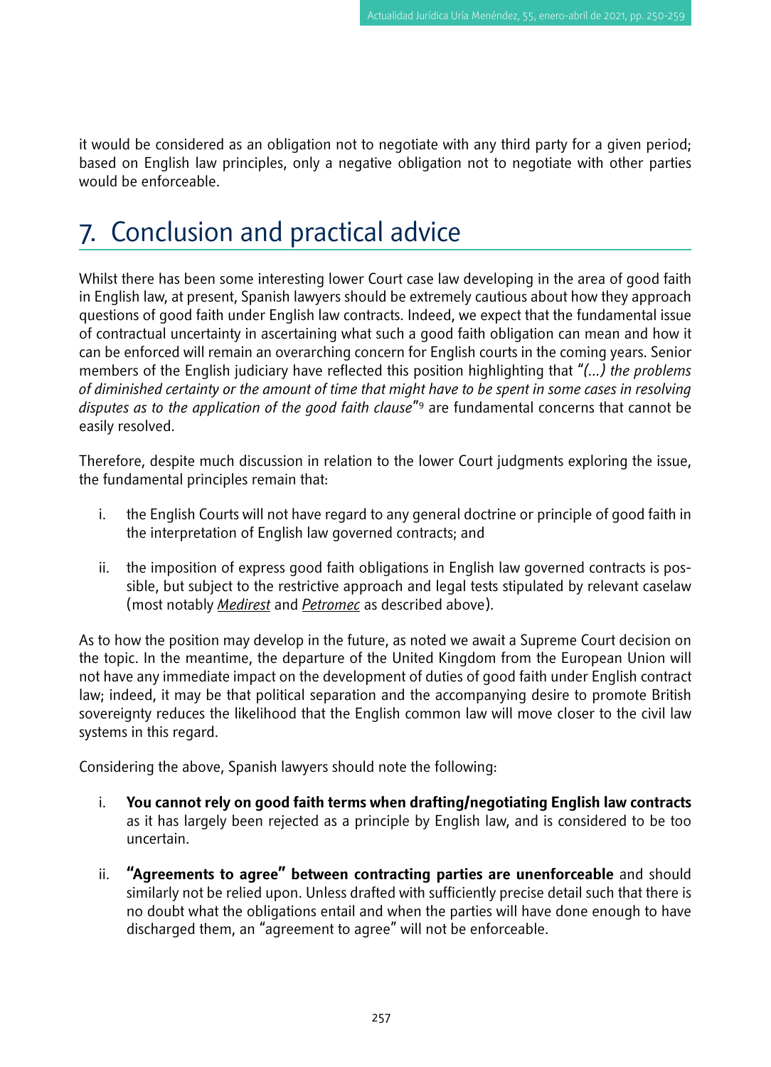it would be considered as an obligation not to negotiate with any third party for a given period; based on English law principles, only a negative obligation not to negotiate with other parties would be enforceable.

## 7. Conclusion and practical advice

Whilst there has been some interesting lower Court case law developing in the area of good faith in English law, at present, Spanish lawyers should be extremely cautious about how they approach questions of good faith under English law contracts. Indeed, we expect that the fundamental issue of contractual uncertainty in ascertaining what such a good faith obligation can mean and how it can be enforced will remain an overarching concern for English courts in the coming years. Senior members of the English judiciary have reflected this position highlighting that "*(…) the problems of diminished certainty or the amount of time that might have to be spent in some cases in resolving disputes as to the application of the good faith clause*"[9] are fundamental concerns that cannot be easily resolved.

Therefore, despite much discussion in relation to the lower Court judgments exploring the issue, the fundamental principles remain that:

i. the English Courts will not have regard to any general doctrine or principle of good faith in the interpretation of English law governed contracts; and

ii. the imposition of express good faith obligations in English law governed contracts is possible, but subject to the restrictive approach and legal tests stipulated by relevant caselaw (most notably *Medirest* and *Petromec* as described above).

As to how the position may develop in the future, as noted we await a Supreme Court decision on the topic. In the meantime, the departure of the United Kingdom from the European Union will not have any immediate impact on the development of duties of good faith under English contract law; indeed, it may be that political separation and the accompanying desire to promote British sovereignty reduces the likelihood that the English common law will move closer to the civil law systems in this regard.

Considering the above, Spanish lawyers should note the following:

i. **You cannot rely on good faith terms when drafting/negotiating English law contracts** as it has largely been rejected as a principle by English law, and is considered to be too uncertain.

ii. **"Agreements to agree" between contracting parties are unenforceable** and should similarly not be relied upon. Unless drafted with sufficiently precise detail such that there is no doubt what the obligations entail and when the parties will have done enough to have discharged them, an "agreement to agree" will not be enforceable.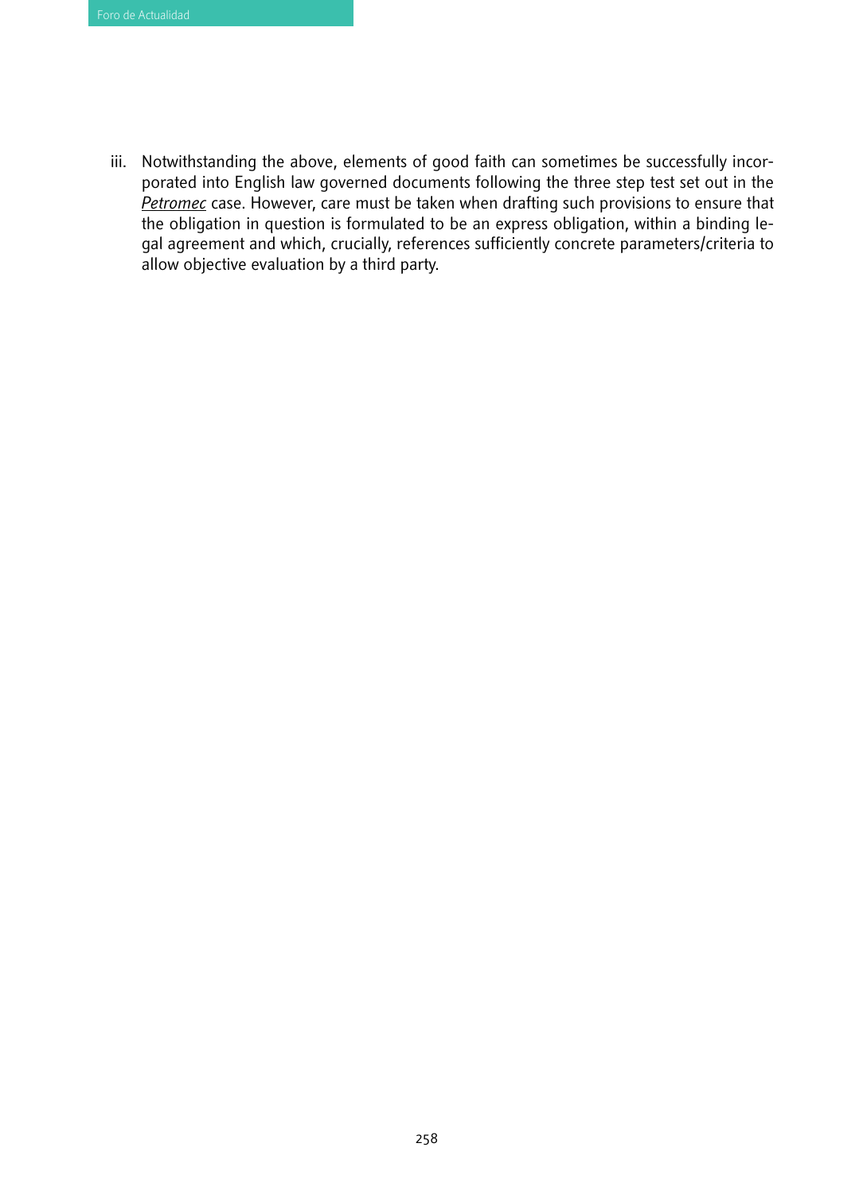iii. Notwithstanding the above, elements of good faith can sometimes be successfully incorporated into English law governed documents following the three step test set out in the *Petromec* case. However, care must be taken when drafting such provisions to ensure that the obligation in question is formulated to be an express obligation, within a binding legal agreement and which, crucially, references sufficiently concrete parameters/criteria to allow objective evaluation by a third party.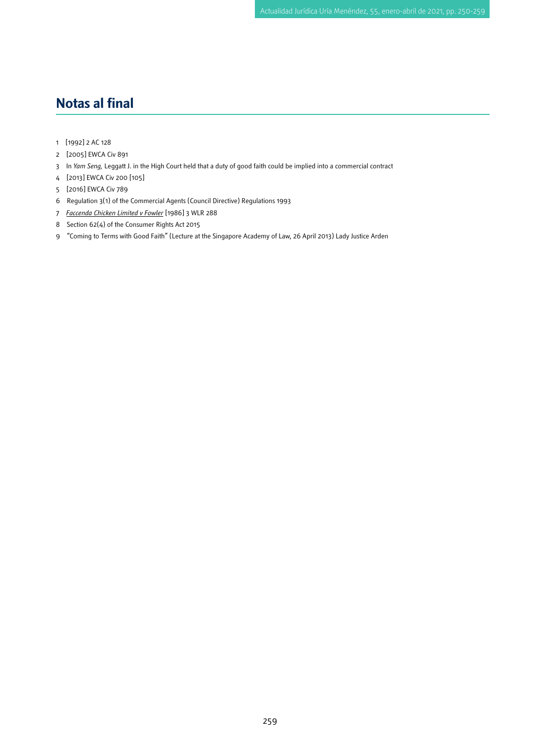## Notas al final

1 [1992] 2 AC 128
2 [2005] EWCA Civ 891
3 In *Yam Seng,* Leggatt J. in the High Court held that a duty of good faith could be implied into a commercial contract
4 [2013] EWCA Civ 200 [105]
5 [2016] EWCA Civ 789
6 Regulation 3(1) of the Commercial Agents (Council Directive) Regulations 1993
7 *Faccenda Chicken Limited v Fowler* [1986] 3 WLR 288
8 Section 62(4) of the Consumer Rights Act 2015
9 "Coming to Terms with Good Faith" (Lecture at the Singapore Academy of Law, 26 April 2013) Lady Justice Arden